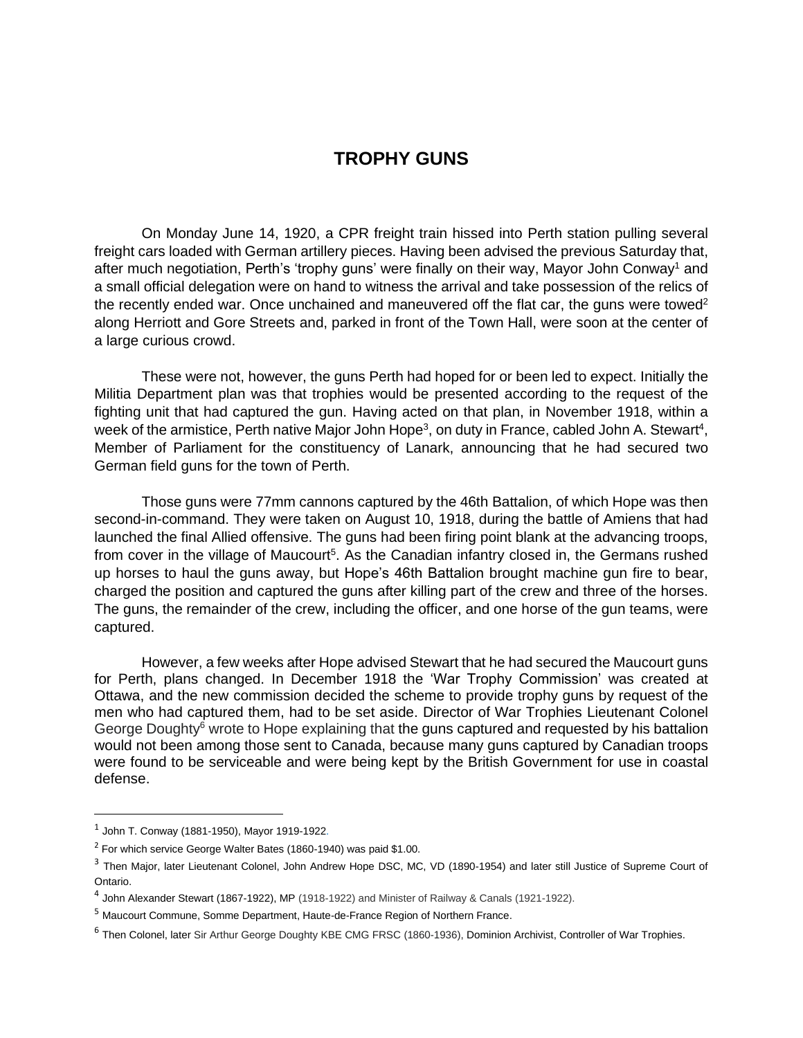# TROPHY GUNS

On Monday June 14, 1920, a CPR freight train hissed into Perth station pulling several freight cars loaded with German artillery pieces. Having been advised the previous Saturday that, after much negotiation, Perth's 'trophy guns' were finally on their way, Mayor John Conway[1] and a small official delegation were on hand to witness the arrival and take possession of the relics of the recently ended war. Once unchained and maneuvered off the flat car, the guns were towed[2] along Herriott and Gore Streets and, parked in front of the Town Hall, were soon at the center of a large curious crowd.

These were not, however, the guns Perth had hoped for or been led to expect. Initially the Militia Department plan was that trophies would be presented according to the request of the fighting unit that had captured the gun. Having acted on that plan, in November 1918, within a week of the armistice, Perth native Major John Hope[3], on duty in France, cabled John A. Stewart[4], Member of Parliament for the constituency of Lanark, announcing that he had secured two German field guns for the town of Perth.

Those guns were 77mm cannons captured by the 46th Battalion, of which Hope was then second-in-command. They were taken on August 10, 1918, during the battle of Amiens that had launched the final Allied offensive. The guns had been firing point blank at the advancing troops, from cover in the village of Maucourt[5]. As the Canadian infantry closed in, the Germans rushed up horses to haul the guns away, but Hope's 46th Battalion brought machine gun fire to bear, charged the position and captured the guns after killing part of the crew and three of the horses. The guns, the remainder of the crew, including the officer, and one horse of the gun teams, were captured.

However, a few weeks after Hope advised Stewart that he had secured the Maucourt guns for Perth, plans changed. In December 1918 the 'War Trophy Commission' was created at Ottawa, and the new commission decided the scheme to provide trophy guns by request of the men who had captured them, had to be set aside. Director of War Trophies Lieutenant Colonel George Doughty[6] wrote to Hope explaining that the guns captured and requested by his battalion would not been among those sent to Canada, because many guns captured by Canadian troops were found to be serviceable and were being kept by the British Government for use in coastal defense.

---

[1] John T. Conway (1881-1950), Mayor 1919-1922.

[2] For which service George Walter Bates (1860-1940) was paid $1.00.

[3] Then Major, later Lieutenant Colonel, John Andrew Hope DSC, MC, VD (1890-1954) and later still Justice of Supreme Court of Ontario.

[4] John Alexander Stewart (1867-1922), MP (1918-1922) and Minister of Railway & Canals (1921-1922).

[5] Maucourt Commune, Somme Department, Haute-de-France Region of Northern France.

[6] Then Colonel, later Sir Arthur George Doughty KBE CMG FRSC (1860-1936), Dominion Archivist, Controller of War Trophies.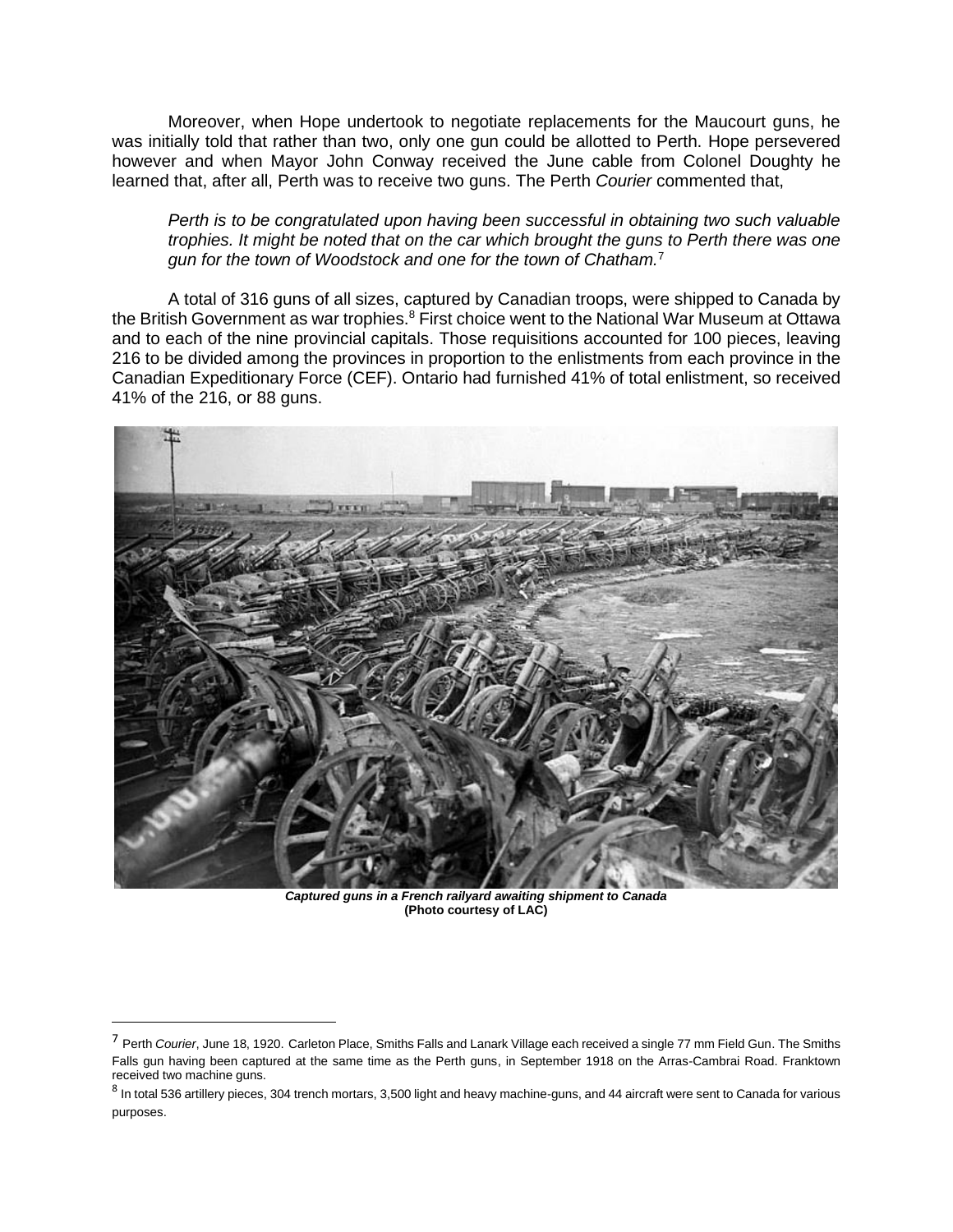Moreover, when Hope undertook to negotiate replacements for the Maucourt guns, he was initially told that rather than two, only one gun could be allotted to Perth. Hope persevered however and when Mayor John Conway received the June cable from Colonel Doughty he learned that, after all, Perth was to receive two guns. The Perth *Courier* commented that,

> *Perth is to be congratulated upon having been successful in obtaining two such valuable trophies. It might be noted that on the car which brought the guns to Perth there was one gun for the town of Woodstock and one for the town of Chatham.*[7]

A total of 316 guns of all sizes, captured by Canadian troops, were shipped to Canada by the British Government as war trophies.[8] First choice went to the National War Museum at Ottawa and to each of the nine provincial capitals. Those requisitions accounted for 100 pieces, leaving 216 to be divided among the provinces in proportion to the enlistments from each province in the Canadian Expeditionary Force (CEF). Ontario had furnished 41% of total enlistment, so received 41% of the 216, or 88 guns.

***Captured guns in a French railyard awaiting shipment to Canada***
**(Photo courtesy of LAC)**

---

[7] Perth *Courier*, June 18, 1920. Carleton Place, Smiths Falls and Lanark Village each received a single 77 mm Field Gun. The Smiths Falls gun having been captured at the same time as the Perth guns, in September 1918 on the Arras-Cambrai Road. Franktown received two machine guns.

[8] In total 536 artillery pieces, 304 trench mortars, 3,500 light and heavy machine-guns, and 44 aircraft were sent to Canada for various purposes.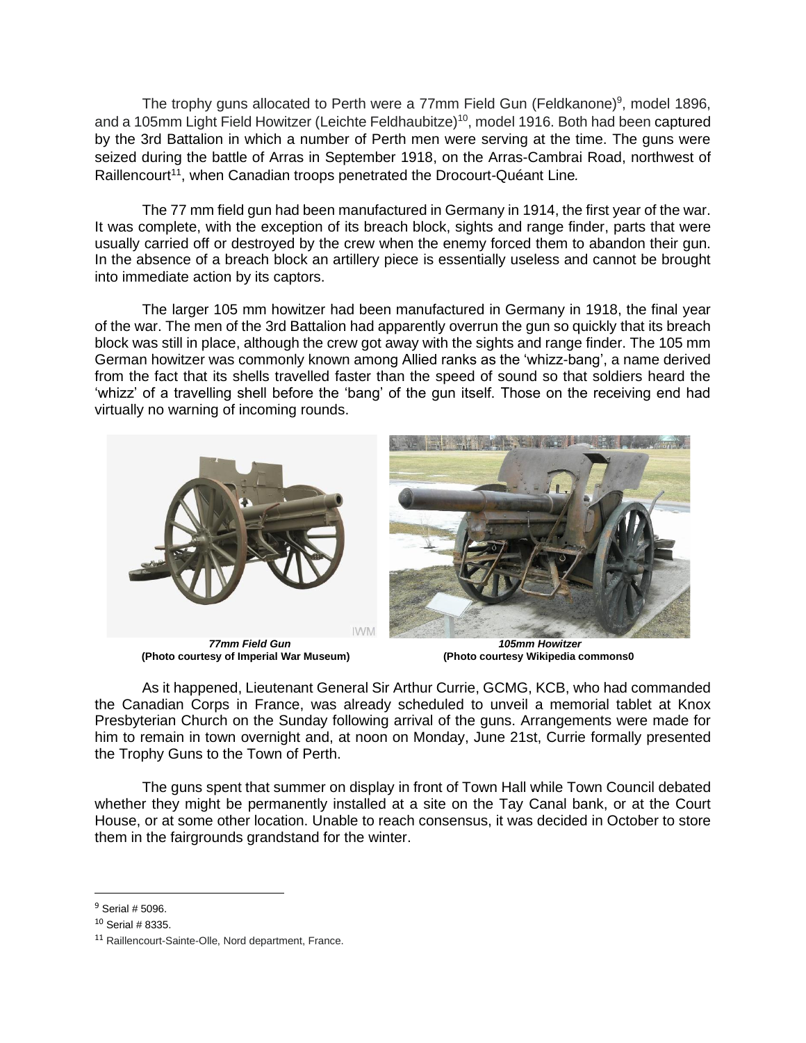The trophy guns allocated to Perth were a 77mm Field Gun (Feldkanone)[9], model 1896, and a 105mm Light Field Howitzer (Leichte Feldhaubitze)[10], model 1916. Both had been captured by the 3rd Battalion in which a number of Perth men were serving at the time. The guns were seized during the battle of Arras in September 1918, on the Arras-Cambrai Road, northwest of Raillencourt[11], when Canadian troops penetrated the Drocourt-Quéant Line*.*

The 77 mm field gun had been manufactured in Germany in 1914, the first year of the war. It was complete, with the exception of its breach block, sights and range finder, parts that were usually carried off or destroyed by the crew when the enemy forced them to abandon their gun. In the absence of a breach block an artillery piece is essentially useless and cannot be brought into immediate action by its captors.

The larger 105 mm howitzer had been manufactured in Germany in 1918, the final year of the war. The men of the 3rd Battalion had apparently overrun the gun so quickly that its breach block was still in place, although the crew got away with the sights and range finder. The 105 mm German howitzer was commonly known among Allied ranks as the 'whizz-bang', a name derived from the fact that its shells travelled faster than the speed of sound so that soldiers heard the 'whizz' of a travelling shell before the 'bang' of the gun itself. Those on the receiving end had virtually no warning of incoming rounds.

***77mm Field Gun***
**(Photo courtesy of Imperial War Museum)**

***105mm Howitzer***
**(Photo courtesy Wikipedia commons0**

As it happened, Lieutenant General Sir Arthur Currie, GCMG, KCB, who had commanded the Canadian Corps in France, was already scheduled to unveil a memorial tablet at Knox Presbyterian Church on the Sunday following arrival of the guns. Arrangements were made for him to remain in town overnight and, at noon on Monday, June 21st, Currie formally presented the Trophy Guns to the Town of Perth.

The guns spent that summer on display in front of Town Hall while Town Council debated whether they might be permanently installed at a site on the Tay Canal bank, or at the Court House, or at some other location. Unable to reach consensus, it was decided in October to store them in the fairgrounds grandstand for the winter.

---

[9] Serial # 5096.

[10] Serial # 8335.

[11] Raillencourt-Sainte-Olle, Nord department, France.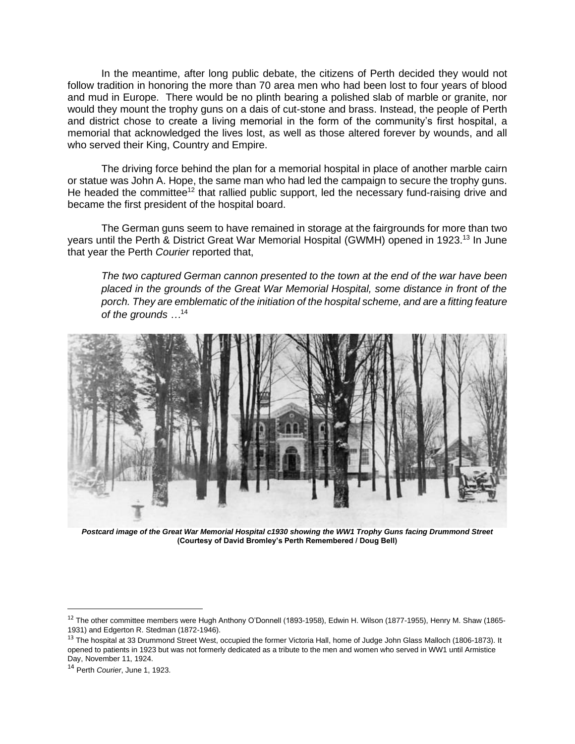In the meantime, after long public debate, the citizens of Perth decided they would not follow tradition in honoring the more than 70 area men who had been lost to four years of blood and mud in Europe. There would be no plinth bearing a polished slab of marble or granite, nor would they mount the trophy guns on a dais of cut-stone and brass. Instead, the people of Perth and district chose to create a living memorial in the form of the community's first hospital, a memorial that acknowledged the lives lost, as well as those altered forever by wounds, and all who served their King, Country and Empire.

The driving force behind the plan for a memorial hospital in place of another marble cairn or statue was John A. Hope, the same man who had led the campaign to secure the trophy guns. He headed the committee[12] that rallied public support, led the necessary fund-raising drive and became the first president of the hospital board.

The German guns seem to have remained in storage at the fairgrounds for more than two years until the Perth & District Great War Memorial Hospital (GWMH) opened in 1923.[13] In June that year the Perth *Courier* reported that,

> *The two captured German cannon presented to the town at the end of the war have been placed in the grounds of the Great War Memorial Hospital, some distance in front of the porch. They are emblematic of the initiation of the hospital scheme, and are a fitting feature of the grounds …*[14]

***Postcard image of the Great War Memorial Hospital c1930 showing the WW1 Trophy Guns facing Drummond Street***
**(Courtesy of David Bromley's Perth Remembered / Doug Bell)**

---

[12] The other committee members were Hugh Anthony O'Donnell (1893-1958), Edwin H. Wilson (1877-1955), Henry M. Shaw (1865-1931) and Edgerton R. Stedman (1872-1946).

[13] The hospital at 33 Drummond Street West, occupied the former Victoria Hall, home of Judge John Glass Malloch (1806-1873). It opened to patients in 1923 but was not formerly dedicated as a tribute to the men and women who served in WW1 until Armistice Day, November 11, 1924.

[14] Perth *Courier*, June 1, 1923.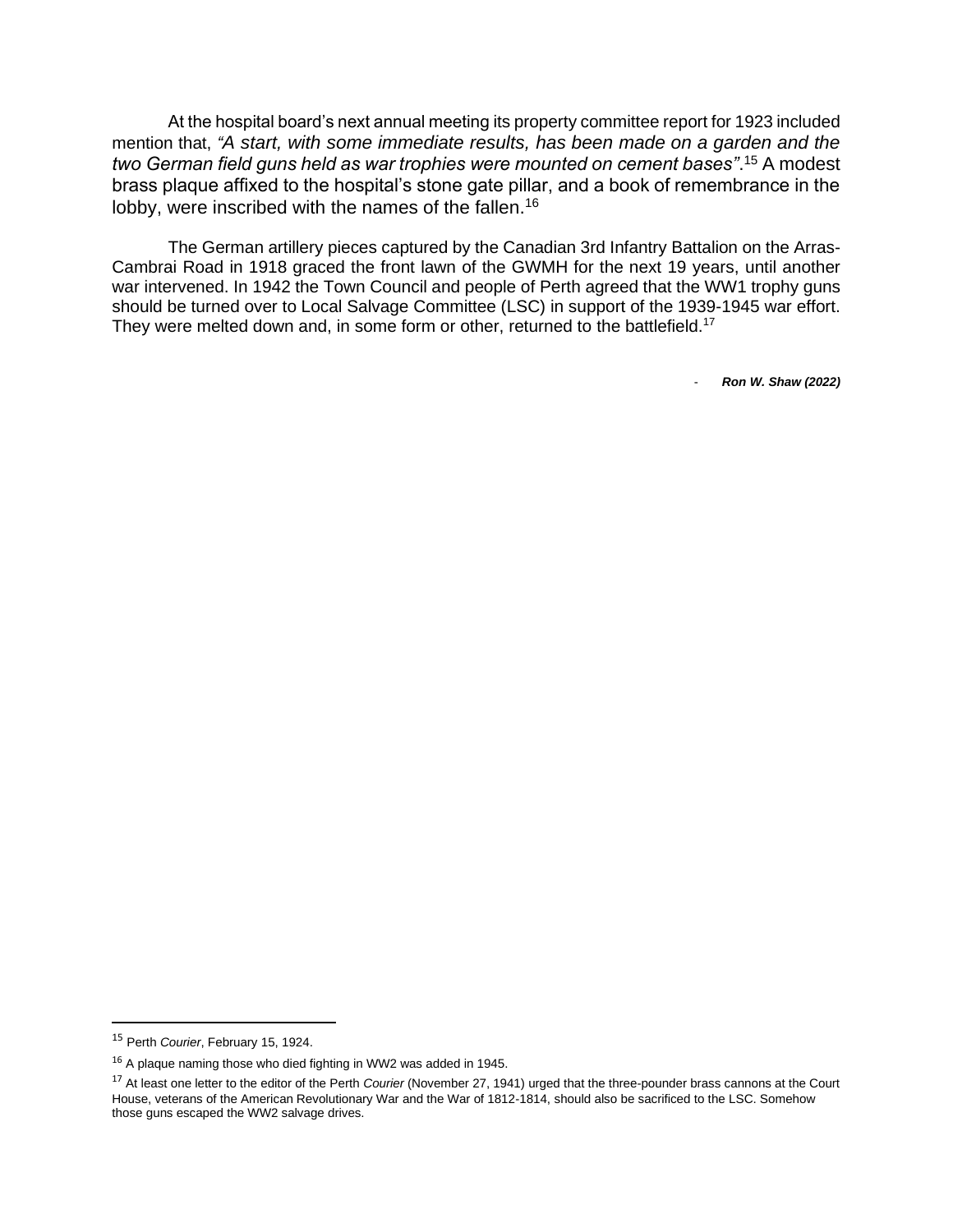At the hospital board's next annual meeting its property committee report for 1923 included mention that, *"A start, with some immediate results, has been made on a garden and the two German field guns held as war trophies were mounted on cement bases"*.[15] A modest brass plaque affixed to the hospital's stone gate pillar, and a book of remembrance in the lobby, were inscribed with the names of the fallen.[16]

The German artillery pieces captured by the Canadian 3rd Infantry Battalion on the Arras-Cambrai Road in 1918 graced the front lawn of the GWMH for the next 19 years, until another war intervened. In 1942 the Town Council and people of Perth agreed that the WW1 trophy guns should be turned over to Local Salvage Committee (LSC) in support of the 1939-1945 war effort. They were melted down and, in some form or other, returned to the battlefield.[17]

- ***Ron W. Shaw (2022)***

---

[15] Perth *Courier*, February 15, 1924.

[16] A plaque naming those who died fighting in WW2 was added in 1945.

[17] At least one letter to the editor of the Perth *Courier* (November 27, 1941) urged that the three-pounder brass cannons at the Court House, veterans of the American Revolutionary War and the War of 1812-1814, should also be sacrificed to the LSC. Somehow those guns escaped the WW2 salvage drives.